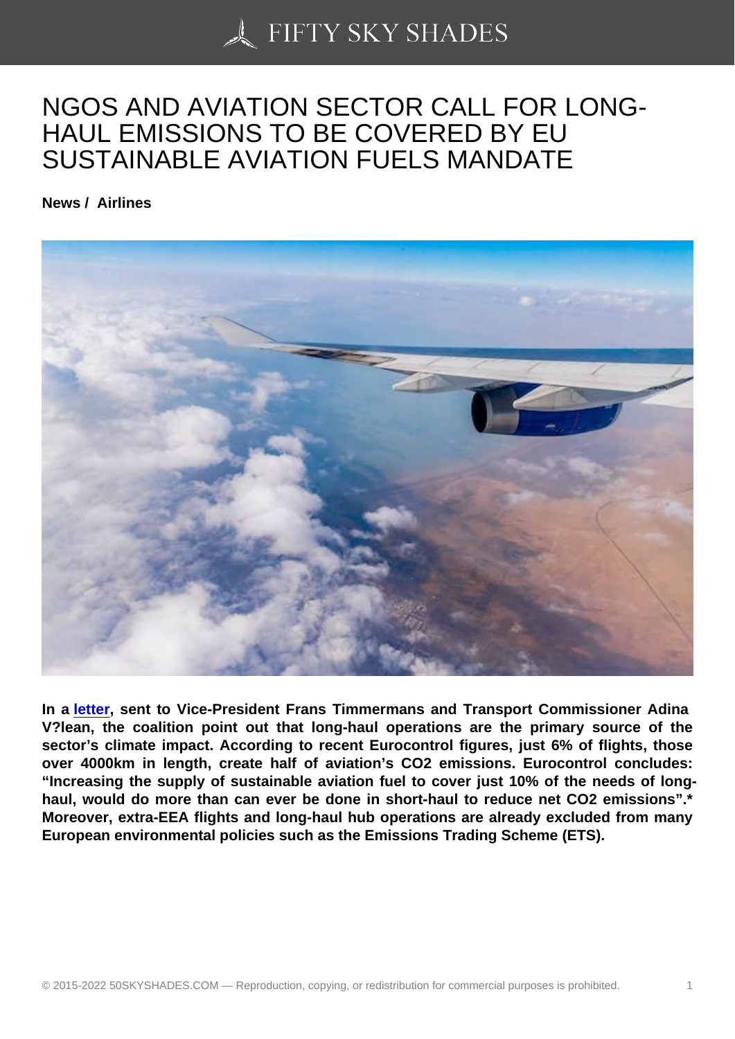# NGOS AND AVIATION SECTOR CALL FOR LONG-HAUL EMISSIONS TO BE COVERED BY EU SUSTAINABLE AVIATION FUELS MANDATE

**News / Airlines**

**In a letter, sent to Vice-President Frans Timmermans and Transport Commissioner Adina V?lean, the coalition point out that long-haul operations are the primary source of the sector's climate impact. According to recent Eurocontrol figures, just 6% of flights, those over 4000km in length, create half of aviation's $CO_2$ emissions. Eurocontrol concludes: "Increasing the supply of sustainable aviation fuel to cover just 10% of the needs of long-haul, would do more than can ever be done in short-haul to reduce net $CO_2$ emissions".* Moreover, extra-EEA flights and long-haul hub operations are already excluded from many European environmental policies such as the Emissions Trading Scheme (ETS).**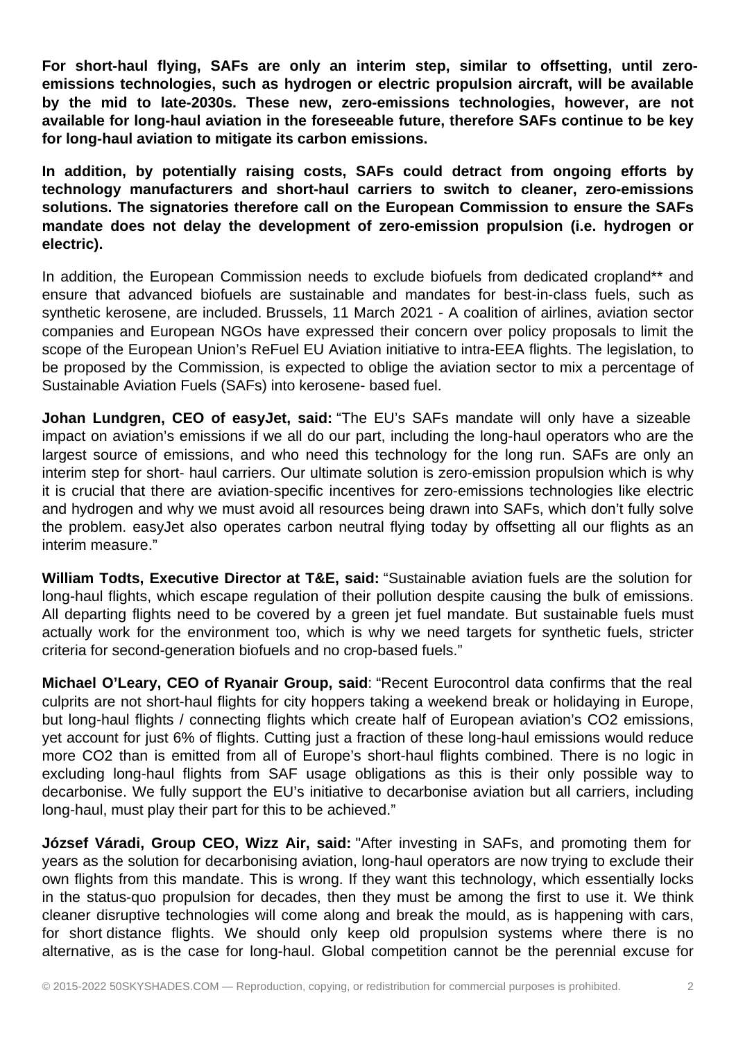**For short-haul flying, SAFs are only an interim step, similar to offsetting, until zero-emissions technologies, such as hydrogen or electric propulsion aircraft, will be available by the mid to late-2030s. These new, zero-emissions technologies, however, are not available for long-haul aviation in the foreseeable future, therefore SAFs continue to be key for long-haul aviation to mitigate its carbon emissions.**

**In addition, by potentially raising costs, SAFs could detract from ongoing efforts by technology manufacturers and short-haul carriers to switch to cleaner, zero-emissions solutions. The signatories therefore call on the European Commission to ensure the SAFs mandate does not delay the development of zero-emission propulsion (i.e. hydrogen or electric).**

In addition, the European Commission needs to exclude biofuels from dedicated cropland** and ensure that advanced biofuels are sustainable and mandates for best-in-class fuels, such as synthetic kerosene, are included. Brussels, 11 March 2021 - A coalition of airlines, aviation sector companies and European NGOs have expressed their concern over policy proposals to limit the scope of the European Union's ReFuel EU Aviation initiative to intra-EEA flights. The legislation, to be proposed by the Commission, is expected to oblige the aviation sector to mix a percentage of Sustainable Aviation Fuels (SAFs) into kerosene- based fuel.

**Johan Lundgren, CEO of easyJet, said:** "The EU's SAFs mandate will only have a sizeable impact on aviation's emissions if we all do our part, including the long-haul operators who are the largest source of emissions, and who need this technology for the long run. SAFs are only an interim step for short- haul carriers. Our ultimate solution is zero-emission propulsion which is why it is crucial that there are aviation-specific incentives for zero-emissions technologies like electric and hydrogen and why we must avoid all resources being drawn into SAFs, which don't fully solve the problem. easyJet also operates carbon neutral flying today by offsetting all our flights as an interim measure."

**William Todts, Executive Director at T&E, said:** "Sustainable aviation fuels are the solution for long-haul flights, which escape regulation of their pollution despite causing the bulk of emissions. All departing flights need to be covered by a green jet fuel mandate. But sustainable fuels must actually work for the environment too, which is why we need targets for synthetic fuels, stricter criteria for second-generation biofuels and no crop-based fuels."

**Michael O'Leary, CEO of Ryanair Group, said**: "Recent Eurocontrol data confirms that the real culprits are not short-haul flights for city hoppers taking a weekend break or holidaying in Europe, but long-haul flights / connecting flights which create half of European aviation's CO2 emissions, yet account for just 6% of flights. Cutting just a fraction of these long-haul emissions would reduce more CO2 than is emitted from all of Europe's short-haul flights combined. There is no logic in excluding long-haul flights from SAF usage obligations as this is their only possible way to decarbonise. We fully support the EU's initiative to decarbonise aviation but all carriers, including long-haul, must play their part for this to be achieved."

**József Váradi, Group CEO, Wizz Air, said:** "After investing in SAFs, and promoting them for years as the solution for decarbonising aviation, long-haul operators are now trying to exclude their own flights from this mandate. This is wrong. If they want this technology, which essentially locks in the status-quo propulsion for decades, then they must be among the first to use it. We think cleaner disruptive technologies will come along and break the mould, as is happening with cars, for short distance flights. We should only keep old propulsion systems where there is no alternative, as is the case for long-haul. Global competition cannot be the perennial excuse for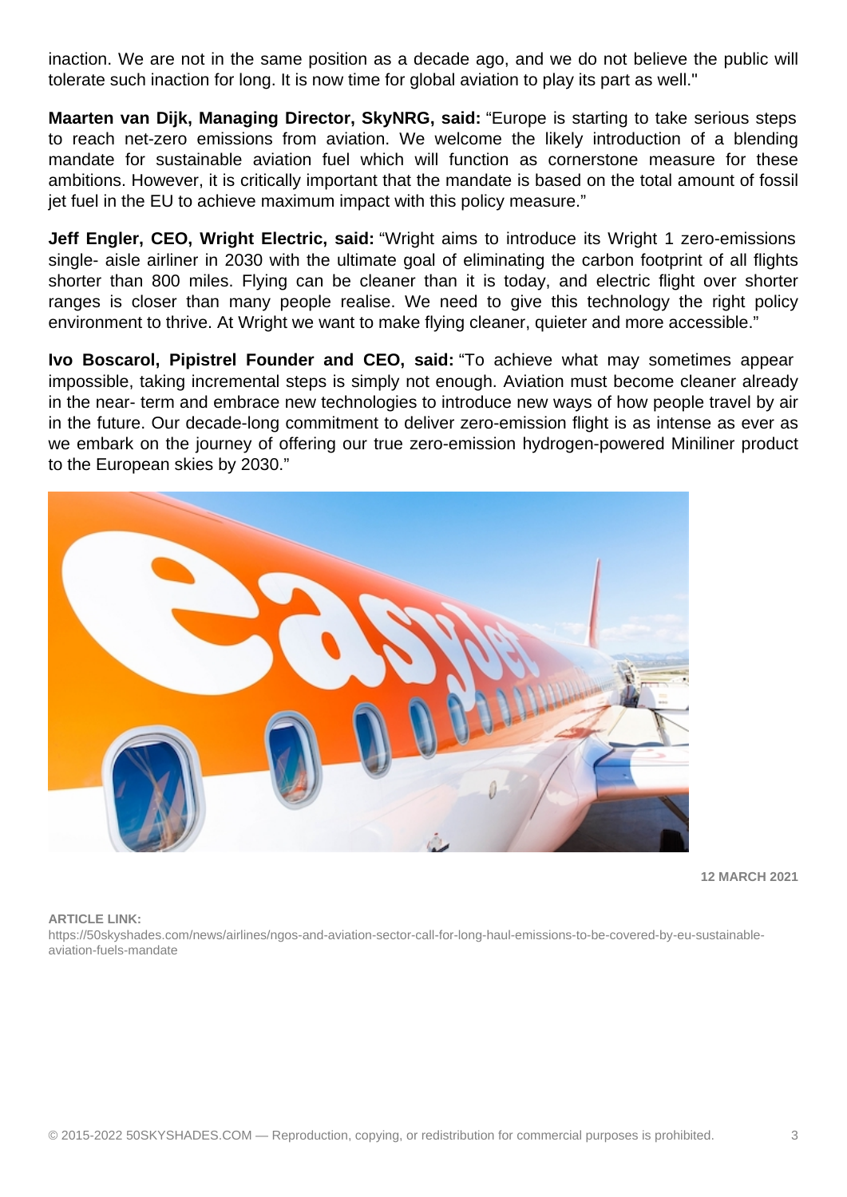inaction. We are not in the same position as a decade ago, and we do not believe the public will tolerate such inaction for long. It is now time for global aviation to play its part as well."

**Maarten van Dijk, Managing Director, SkyNRG, said:** "Europe is starting to take serious steps to reach net-zero emissions from aviation. We welcome the likely introduction of a blending mandate for sustainable aviation fuel which will function as cornerstone measure for these ambitions. However, it is critically important that the mandate is based on the total amount of fossil jet fuel in the EU to achieve maximum impact with this policy measure."

**Jeff Engler, CEO, Wright Electric, said:** "Wright aims to introduce its Wright 1 zero-emissions single- aisle airliner in 2030 with the ultimate goal of eliminating the carbon footprint of all flights shorter than 800 miles. Flying can be cleaner than it is today, and electric flight over shorter ranges is closer than many people realise. We need to give this technology the right policy environment to thrive. At Wright we want to make flying cleaner, quieter and more accessible."

**Ivo Boscarol, Pipistrel Founder and CEO, said:** "To achieve what may sometimes appear impossible, taking incremental steps is simply not enough. Aviation must become cleaner already in the near- term and embrace new technologies to introduce new ways of how people travel by air in the future. Our decade-long commitment to deliver zero-emission flight is as intense as ever as we embark on the journey of offering our true zero-emission hydrogen-powered Miniliner product to the European skies by 2030."

**12 MARCH 2021**

**ARTICLE LINK:**
https://50skyshades.com/news/airlines/ngos-and-aviation-sector-call-for-long-haul-emissions-to-be-covered-by-eu-sustainable-aviation-fuels-mandate